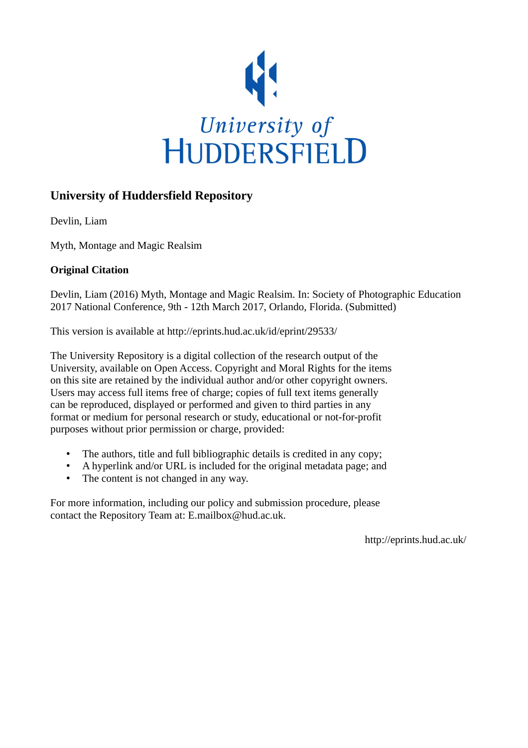University of Huddersfield

# University of Huddersfield Repository

Devlin, Liam

Myth, Montage and Magic Realsim

**Original Citation**

Devlin, Liam (2016) Myth, Montage and Magic Realsim. In: Society of Photographic Education 2017 National Conference, 9th - 12th March 2017, Orlando, Florida. (Submitted)

This version is available at http://eprints.hud.ac.uk/id/eprint/29533/

The University Repository is a digital collection of the research output of the University, available on Open Access. Copyright and Moral Rights for the items on this site are retained by the individual author and/or other copyright owners. Users may access full items free of charge; copies of full text items generally can be reproduced, displayed or performed and given to third parties in any format or medium for personal research or study, educational or not-for-profit purposes without prior permission or charge, provided:

- The authors, title and full bibliographic details is credited in any copy;
- A hyperlink and/or URL is included for the original metadata page; and
- The content is not changed in any way.

For more information, including our policy and submission procedure, please contact the Repository Team at: E.mailbox@hud.ac.uk.

http://eprints.hud.ac.uk/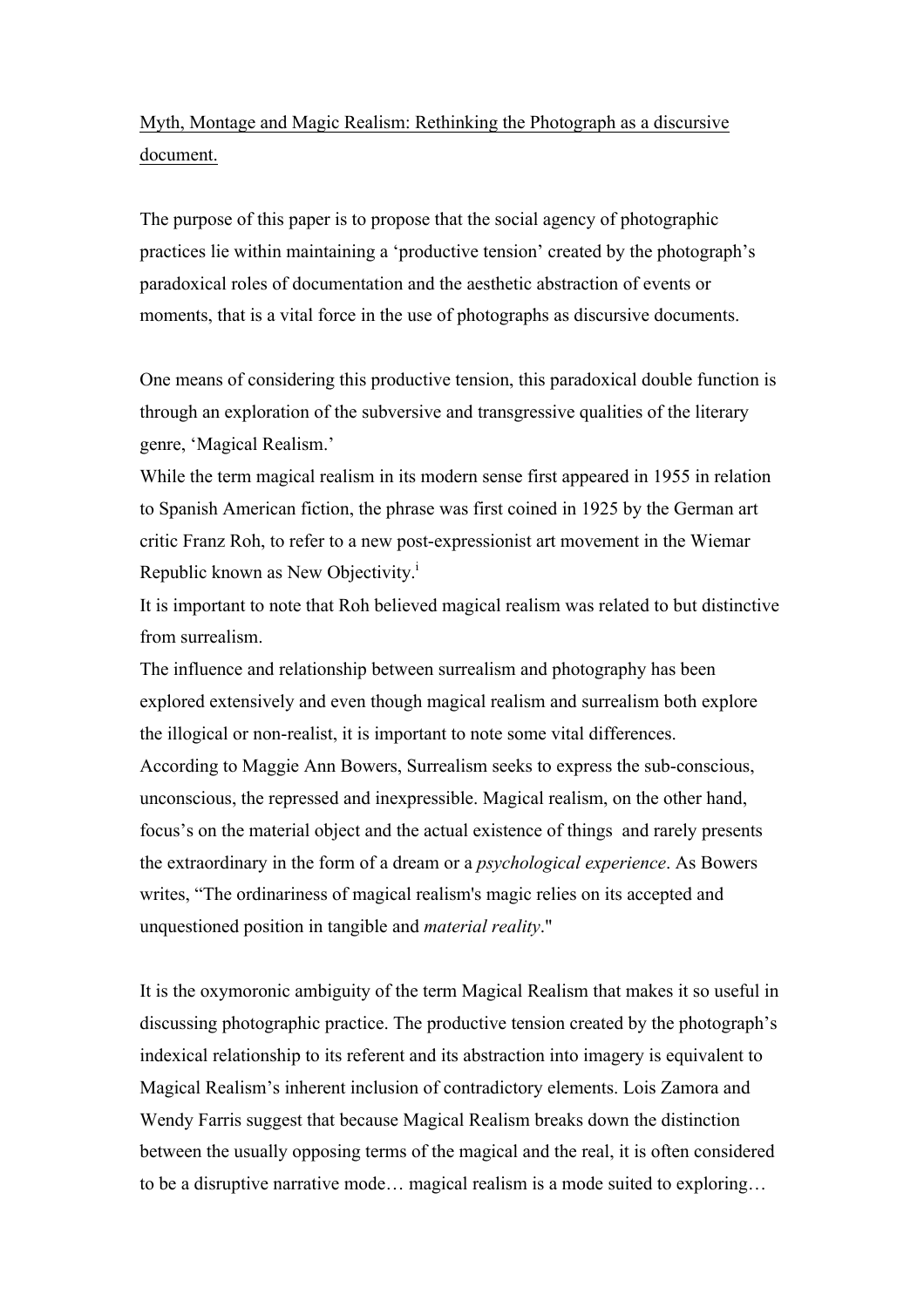Myth, Montage and Magic Realism: Rethinking the Photograph as a discursive document.

The purpose of this paper is to propose that the social agency of photographic practices lie within maintaining a 'productive tension' created by the photograph's paradoxical roles of documentation and the aesthetic abstraction of events or moments, that is a vital force in the use of photographs as discursive documents.

One means of considering this productive tension, this paradoxical double function is through an exploration of the subversive and transgressive qualities of the literary genre, 'Magical Realism.'

While the term magical realism in its modern sense first appeared in 1955 in relation to Spanish American fiction, the phrase was first coined in 1925 by the German art critic Franz Roh, to refer to a new post-expressionist art movement in the Wiemar Republic known as New Objectivity.[i]

It is important to note that Roh believed magical realism was related to but distinctive from surrealism.

The influence and relationship between surrealism and photography has been explored extensively and even though magical realism and surrealism both explore the illogical or non-realist, it is important to note some vital differences.

According to Maggie Ann Bowers, Surrealism seeks to express the sub-conscious, unconscious, the repressed and inexpressible. Magical realism, on the other hand, focus's on the material object and the actual existence of things and rarely presents the extraordinary in the form of a dream or a *psychological experience*. As Bowers writes, "The ordinariness of magical realism's magic relies on its accepted and unquestioned position in tangible and *material reality*."

It is the oxymoronic ambiguity of the term Magical Realism that makes it so useful in discussing photographic practice. The productive tension created by the photograph's indexical relationship to its referent and its abstraction into imagery is equivalent to Magical Realism's inherent inclusion of contradictory elements. Lois Zamora and Wendy Farris suggest that because Magical Realism breaks down the distinction between the usually opposing terms of the magical and the real, it is often considered to be a disruptive narrative mode… magical realism is a mode suited to exploring…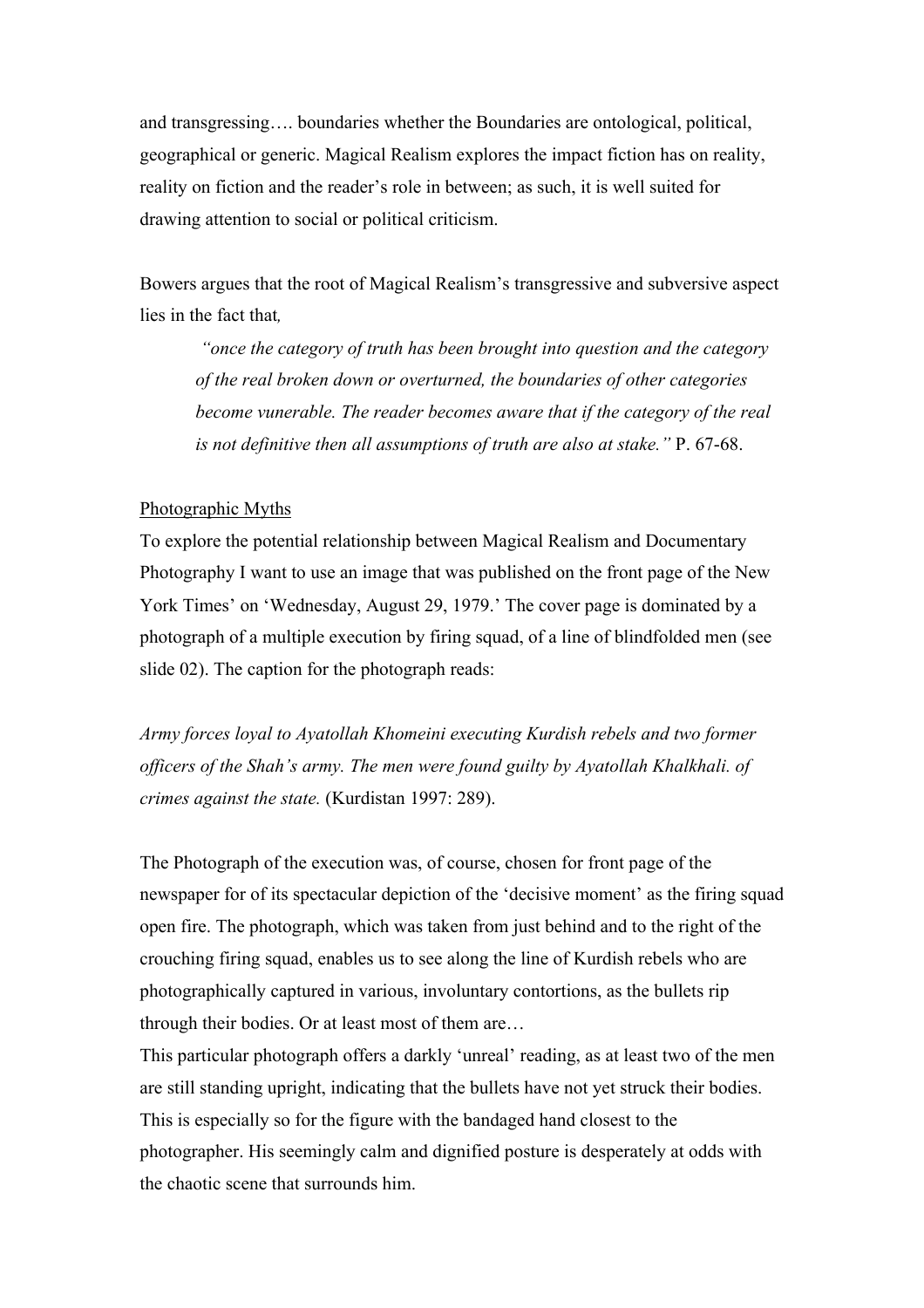and transgressing…. boundaries whether the Boundaries are ontological, political, geographical or generic. Magical Realism explores the impact fiction has on reality, reality on fiction and the reader's role in between; as such, it is well suited for drawing attention to social or political criticism.

Bowers argues that the root of Magical Realism's transgressive and subversive aspect lies in the fact that,

> *"once the category of truth has been brought into question and the category of the real broken down or overturned, the boundaries of other categories become vunerable. The reader becomes aware that if the category of the real is not definitive then all assumptions of truth are also at stake."* P. 67-68.

<u>Photographic Myths</u>

To explore the potential relationship between Magical Realism and Documentary Photography I want to use an image that was published on the front page of the New York Times' on 'Wednesday, August 29, 1979.' The cover page is dominated by a photograph of a multiple execution by firing squad, of a line of blindfolded men (see slide 02). The caption for the photograph reads:

*Army forces loyal to Ayatollah Khomeini executing Kurdish rebels and two former officers of the Shah's army. The men were found guilty by Ayatollah Khalkhali. of crimes against the state.* (Kurdistan 1997: 289).

The Photograph of the execution was, of course, chosen for front page of the newspaper for of its spectacular depiction of the 'decisive moment' as the firing squad open fire. The photograph, which was taken from just behind and to the right of the crouching firing squad, enables us to see along the line of Kurdish rebels who are photographically captured in various, involuntary contortions, as the bullets rip through their bodies. Or at least most of them are…

This particular photograph offers a darkly 'unreal' reading, as at least two of the men are still standing upright, indicating that the bullets have not yet struck their bodies. This is especially so for the figure with the bandaged hand closest to the photographer. His seemingly calm and dignified posture is desperately at odds with the chaotic scene that surrounds him.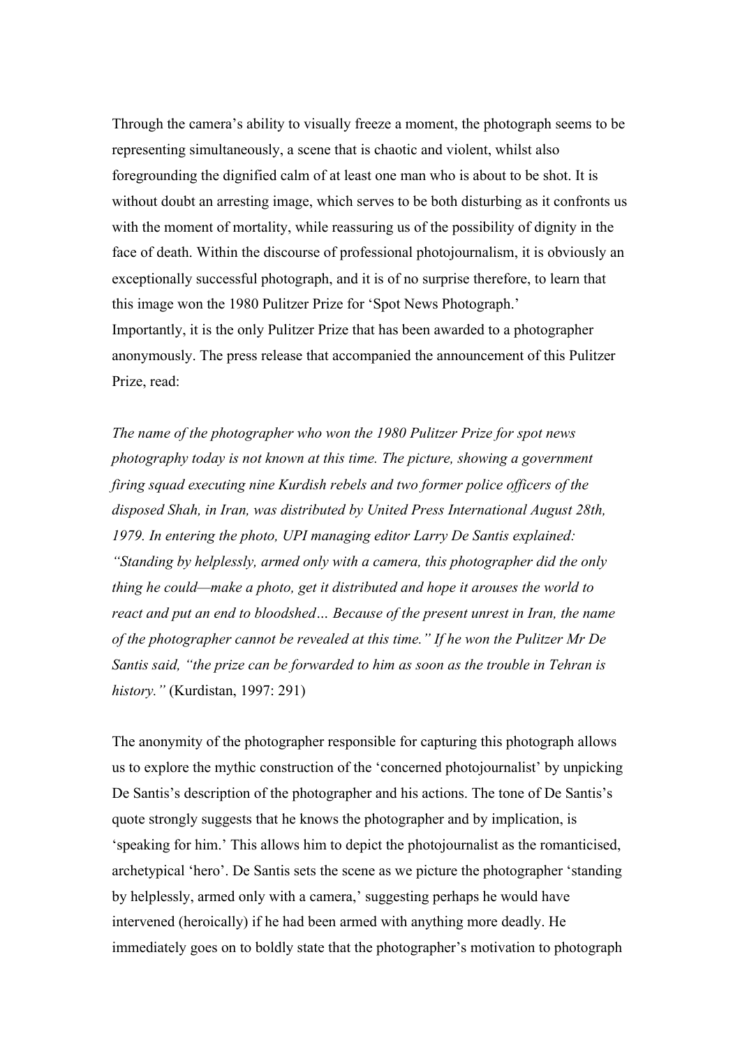Through the camera's ability to visually freeze a moment, the photograph seems to be representing simultaneously, a scene that is chaotic and violent, whilst also foregrounding the dignified calm of at least one man who is about to be shot. It is without doubt an arresting image, which serves to be both disturbing as it confronts us with the moment of mortality, while reassuring us of the possibility of dignity in the face of death. Within the discourse of professional photojournalism, it is obviously an exceptionally successful photograph, and it is of no surprise therefore, to learn that this image won the 1980 Pulitzer Prize for 'Spot News Photograph.'
Importantly, it is the only Pulitzer Prize that has been awarded to a photographer anonymously. The press release that accompanied the announcement of this Pulitzer Prize, read:

*The name of the photographer who won the 1980 Pulitzer Prize for spot news photography today is not known at this time. The picture, showing a government firing squad executing nine Kurdish rebels and two former police officers of the disposed Shah, in Iran, was distributed by United Press International August 28th, 1979. In entering the photo, UPI managing editor Larry De Santis explained: "Standing by helplessly, armed only with a camera, this photographer did the only thing he could—make a photo, get it distributed and hope it arouses the world to react and put an end to bloodshed… Because of the present unrest in Iran, the name of the photographer cannot be revealed at this time." If he won the Pulitzer Mr De Santis said, "the prize can be forwarded to him as soon as the trouble in Tehran is history."* (Kurdistan, 1997: 291)

The anonymity of the photographer responsible for capturing this photograph allows us to explore the mythic construction of the 'concerned photojournalist' by unpicking De Santis's description of the photographer and his actions. The tone of De Santis's quote strongly suggests that he knows the photographer and by implication, is 'speaking for him.' This allows him to depict the photojournalist as the romanticised, archetypical 'hero'. De Santis sets the scene as we picture the photographer 'standing by helplessly, armed only with a camera,' suggesting perhaps he would have intervened (heroically) if he had been armed with anything more deadly. He immediately goes on to boldly state that the photographer's motivation to photograph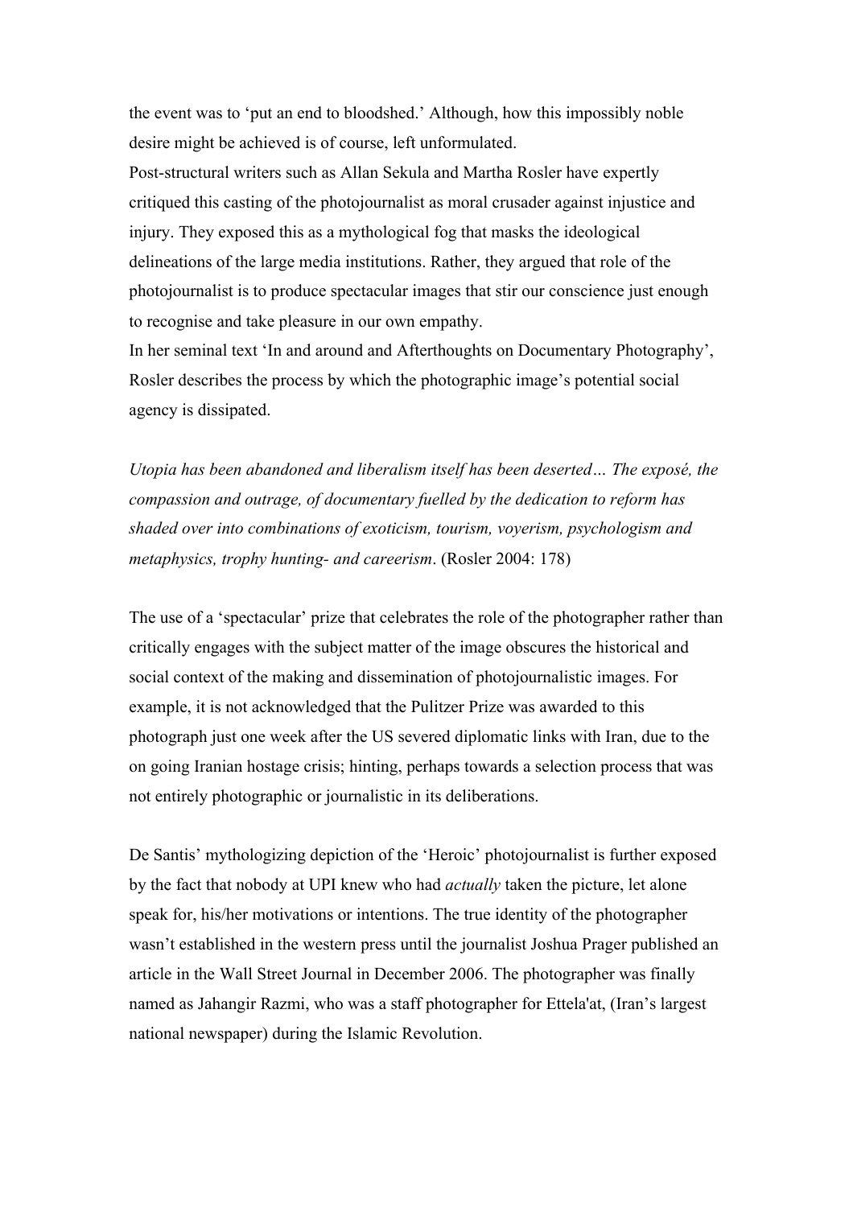the event was to 'put an end to bloodshed.' Although, how this impossibly noble desire might be achieved is of course, left unformulated.

Post-structural writers such as Allan Sekula and Martha Rosler have expertly critiqued this casting of the photojournalist as moral crusader against injustice and injury. They exposed this as a mythological fog that masks the ideological delineations of the large media institutions. Rather, they argued that role of the photojournalist is to produce spectacular images that stir our conscience just enough to recognise and take pleasure in our own empathy.

In her seminal text 'In and around and Afterthoughts on Documentary Photography', Rosler describes the process by which the photographic image's potential social agency is dissipated.

*Utopia has been abandoned and liberalism itself has been deserted… The exposé, the compassion and outrage, of documentary fuelled by the dedication to reform has shaded over into combinations of exoticism, tourism, voyerism, psychologism and metaphysics, trophy hunting- and careerism*. (Rosler 2004: 178)

The use of a 'spectacular' prize that celebrates the role of the photographer rather than critically engages with the subject matter of the image obscures the historical and social context of the making and dissemination of photojournalistic images. For example, it is not acknowledged that the Pulitzer Prize was awarded to this photograph just one week after the US severed diplomatic links with Iran, due to the on going Iranian hostage crisis; hinting, perhaps towards a selection process that was not entirely photographic or journalistic in its deliberations.

De Santis' mythologizing depiction of the 'Heroic' photojournalist is further exposed by the fact that nobody at UPI knew who had *actually* taken the picture, let alone speak for, his/her motivations or intentions. The true identity of the photographer wasn't established in the western press until the journalist Joshua Prager published an article in the Wall Street Journal in December 2006. The photographer was finally named as Jahangir Razmi, who was a staff photographer for Ettela'at, (Iran's largest national newspaper) during the Islamic Revolution.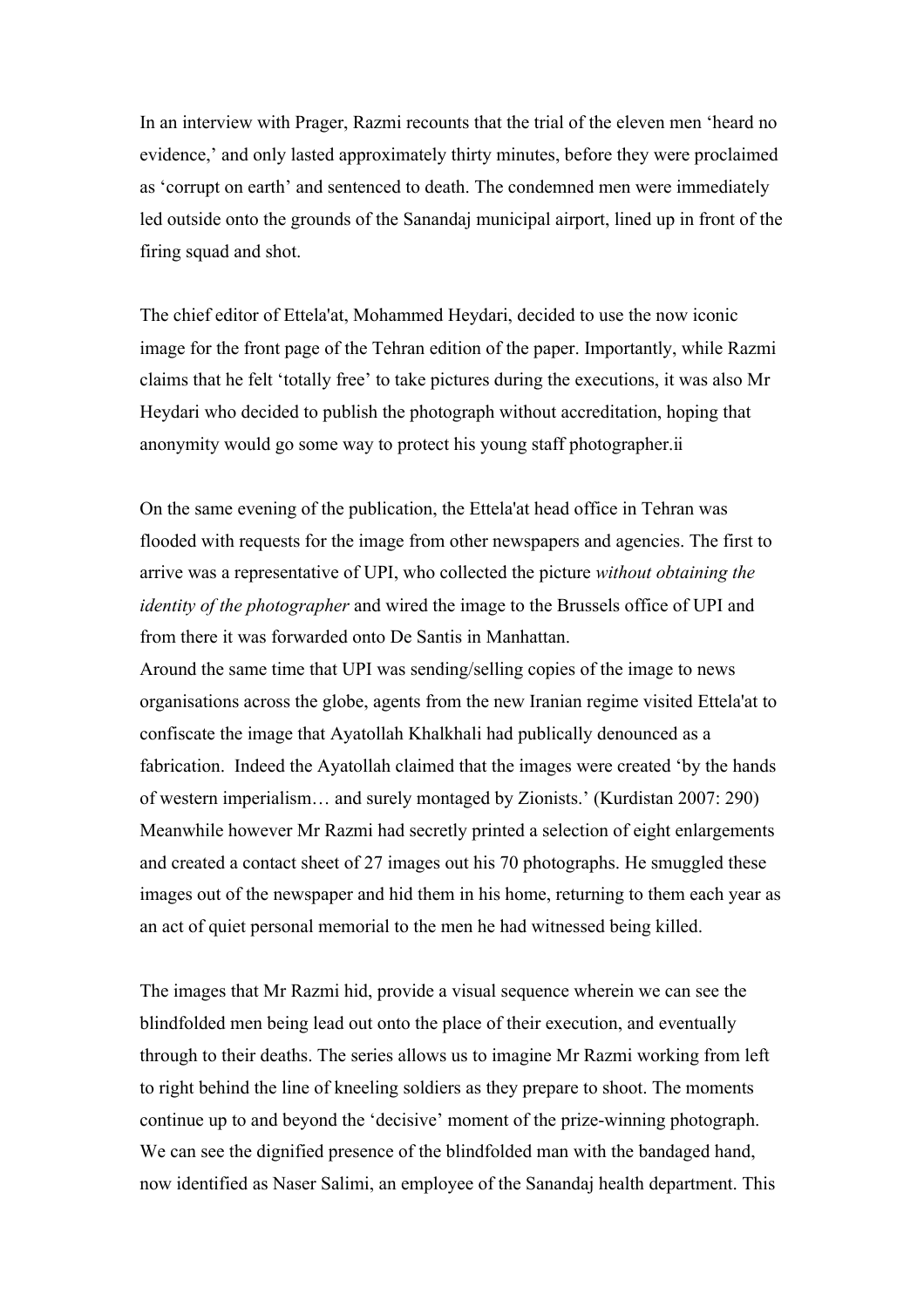In an interview with Prager, Razmi recounts that the trial of the eleven men 'heard no evidence,' and only lasted approximately thirty minutes, before they were proclaimed as 'corrupt on earth' and sentenced to death. The condemned men were immediately led outside onto the grounds of the Sanandaj municipal airport, lined up in front of the firing squad and shot.

The chief editor of Ettela'at, Mohammed Heydari, decided to use the now iconic image for the front page of the Tehran edition of the paper. Importantly, while Razmi claims that he felt 'totally free' to take pictures during the executions, it was also Mr Heydari who decided to publish the photograph without accreditation, hoping that anonymity would go some way to protect his young staff photographer.ii

On the same evening of the publication, the Ettela'at head office in Tehran was flooded with requests for the image from other newspapers and agencies. The first to arrive was a representative of UPI, who collected the picture *without obtaining the identity of the photographer* and wired the image to the Brussels office of UPI and from there it was forwarded onto De Santis in Manhattan.
Around the same time that UPI was sending/selling copies of the image to news organisations across the globe, agents from the new Iranian regime visited Ettela'at to confiscate the image that Ayatollah Khalkhali had publically denounced as a fabrication. Indeed the Ayatollah claimed that the images were created 'by the hands of western imperialism… and surely montaged by Zionists.' (Kurdistan 2007: 290) Meanwhile however Mr Razmi had secretly printed a selection of eight enlargements and created a contact sheet of 27 images out his 70 photographs. He smuggled these images out of the newspaper and hid them in his home, returning to them each year as an act of quiet personal memorial to the men he had witnessed being killed.

The images that Mr Razmi hid, provide a visual sequence wherein we can see the blindfolded men being lead out onto the place of their execution, and eventually through to their deaths. The series allows us to imagine Mr Razmi working from left to right behind the line of kneeling soldiers as they prepare to shoot. The moments continue up to and beyond the 'decisive' moment of the prize-winning photograph. We can see the dignified presence of the blindfolded man with the bandaged hand, now identified as Naser Salimi, an employee of the Sanandaj health department. This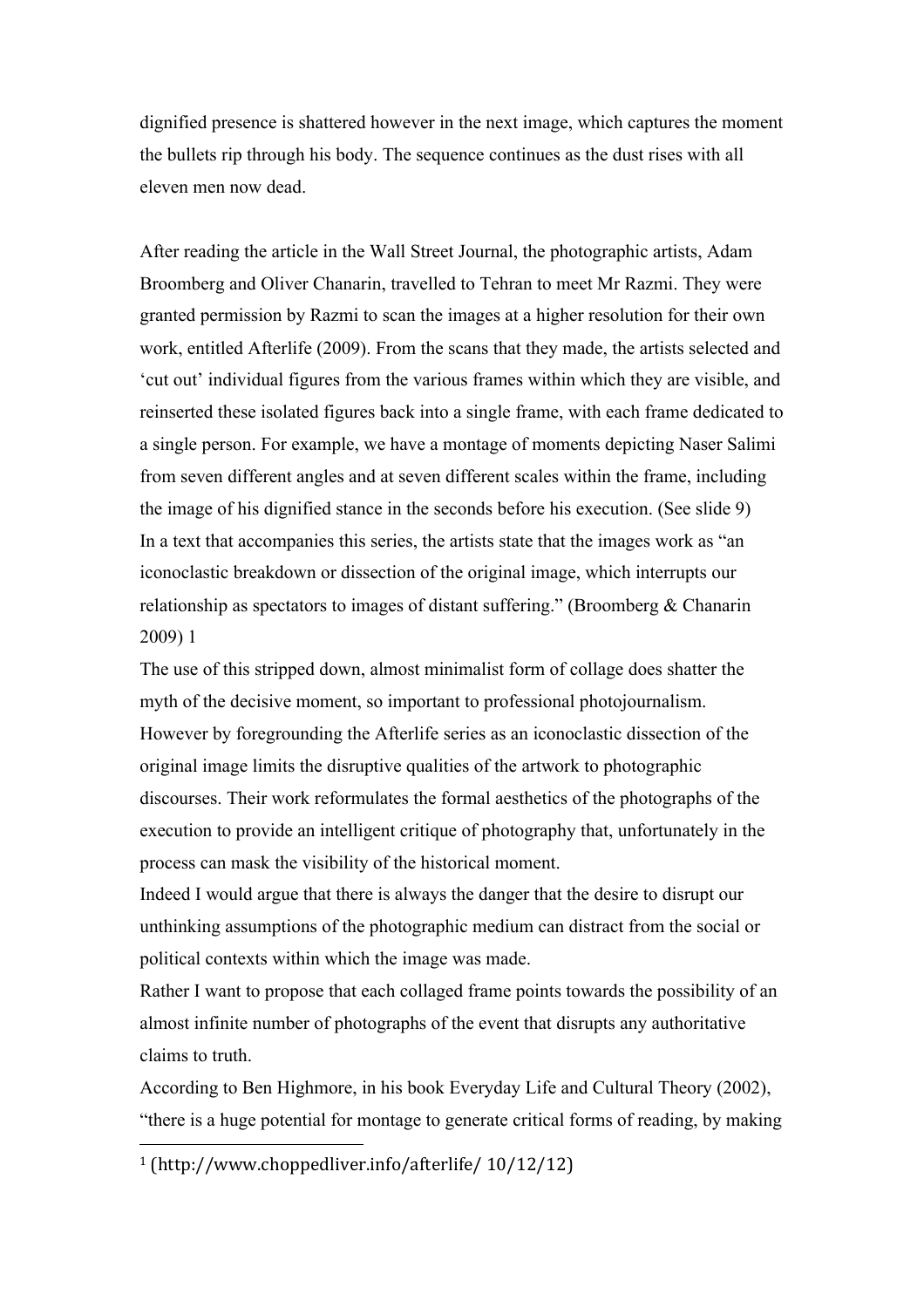dignified presence is shattered however in the next image, which captures the moment the bullets rip through his body. The sequence continues as the dust rises with all eleven men now dead.

After reading the article in the Wall Street Journal, the photographic artists, Adam Broomberg and Oliver Chanarin, travelled to Tehran to meet Mr Razmi. They were granted permission by Razmi to scan the images at a higher resolution for their own work, entitled Afterlife (2009). From the scans that they made, the artists selected and 'cut out' individual figures from the various frames within which they are visible, and reinserted these isolated figures back into a single frame, with each frame dedicated to a single person. For example, we have a montage of moments depicting Naser Salimi from seven different angles and at seven different scales within the frame, including the image of his dignified stance in the seconds before his execution. (See slide 9)
In a text that accompanies this series, the artists state that the images work as "an iconoclastic breakdown or dissection of the original image, which interrupts our relationship as spectators to images of distant suffering." (Broomberg & Chanarin 2009) [1]

The use of this stripped down, almost minimalist form of collage does shatter the myth of the decisive moment, so important to professional photojournalism. However by foregrounding the Afterlife series as an iconoclastic dissection of the original image limits the disruptive qualities of the artwork to photographic discourses. Their work reformulates the formal aesthetics of the photographs of the execution to provide an intelligent critique of photography that, unfortunately in the process can mask the visibility of the historical moment.

Indeed I would argue that there is always the danger that the desire to disrupt our unthinking assumptions of the photographic medium can distract from the social or political contexts within which the image was made.

Rather I want to propose that each collaged frame points towards the possibility of an almost infinite number of photographs of the event that disrupts any authoritative claims to truth.

According to Ben Highmore, in his book Everyday Life and Cultural Theory (2002), "there is a huge potential for montage to generate critical forms of reading, by making

---

[1] (http://www.choppedliver.info/afterlife/ 10/12/12)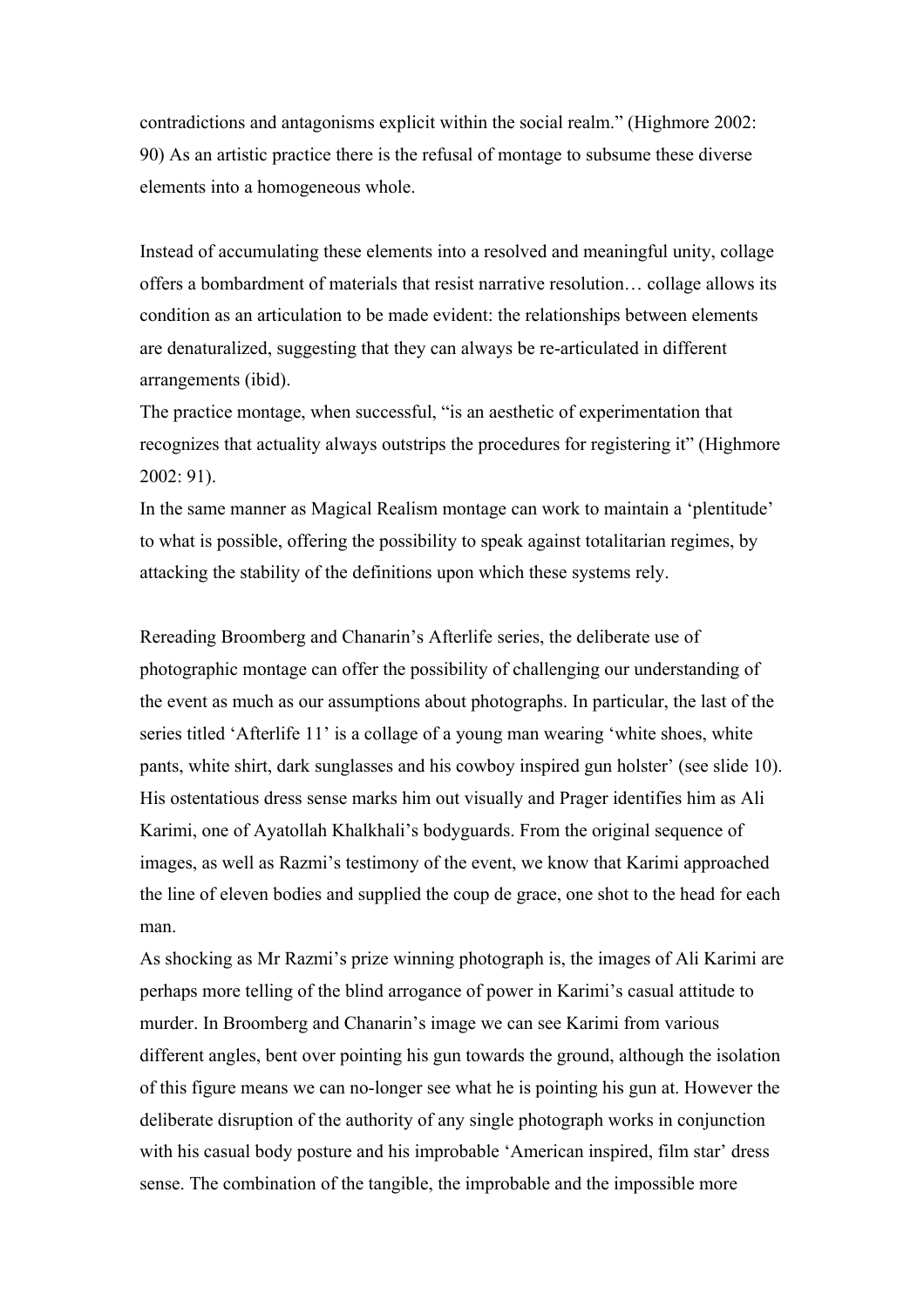contradictions and antagonisms explicit within the social realm." (Highmore 2002: 90) As an artistic practice there is the refusal of montage to subsume these diverse elements into a homogeneous whole.

Instead of accumulating these elements into a resolved and meaningful unity, collage offers a bombardment of materials that resist narrative resolution… collage allows its condition as an articulation to be made evident: the relationships between elements are denaturalized, suggesting that they can always be re-articulated in different arrangements (ibid).

The practice montage, when successful, "is an aesthetic of experimentation that recognizes that actuality always outstrips the procedures for registering it" (Highmore 2002: 91).

In the same manner as Magical Realism montage can work to maintain a 'plentitude' to what is possible, offering the possibility to speak against totalitarian regimes, by attacking the stability of the definitions upon which these systems rely.

Rereading Broomberg and Chanarin's Afterlife series, the deliberate use of photographic montage can offer the possibility of challenging our understanding of the event as much as our assumptions about photographs. In particular, the last of the series titled 'Afterlife 11' is a collage of a young man wearing 'white shoes, white pants, white shirt, dark sunglasses and his cowboy inspired gun holster' (see slide 10). His ostentatious dress sense marks him out visually and Prager identifies him as Ali Karimi, one of Ayatollah Khalkhali's bodyguards. From the original sequence of images, as well as Razmi's testimony of the event, we know that Karimi approached the line of eleven bodies and supplied the coup de grace, one shot to the head for each man.

As shocking as Mr Razmi's prize winning photograph is, the images of Ali Karimi are perhaps more telling of the blind arrogance of power in Karimi's casual attitude to murder. In Broomberg and Chanarin's image we can see Karimi from various different angles, bent over pointing his gun towards the ground, although the isolation of this figure means we can no-longer see what he is pointing his gun at. However the deliberate disruption of the authority of any single photograph works in conjunction with his casual body posture and his improbable 'American inspired, film star' dress sense. The combination of the tangible, the improbable and the impossible more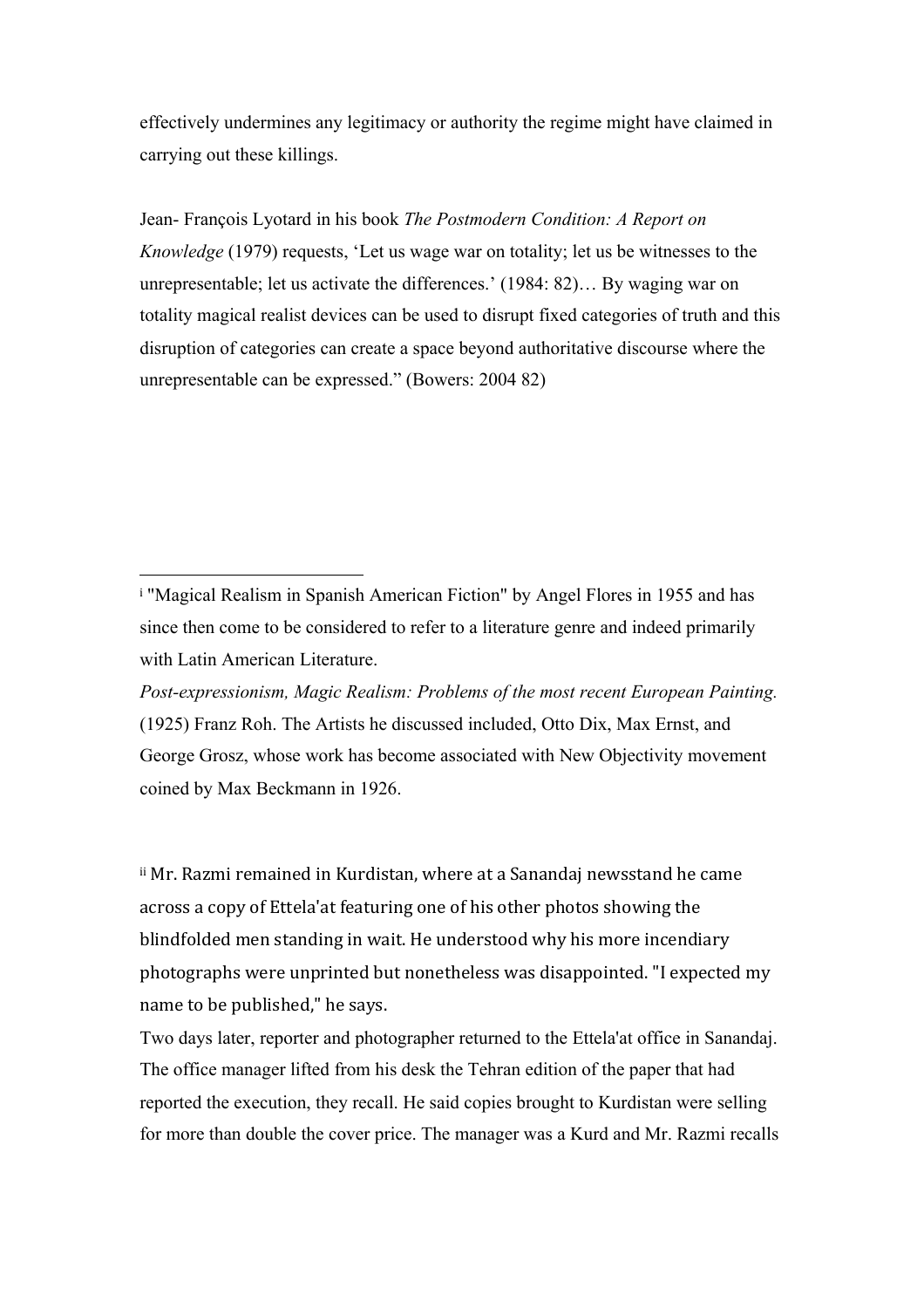effectively undermines any legitimacy or authority the regime might have claimed in carrying out these killings.

Jean- François Lyotard in his book *The Postmodern Condition: A Report on Knowledge* (1979) requests, 'Let us wage war on totality; let us be witnesses to the unrepresentable; let us activate the differences.' (1984: 82)… By waging war on totality magical realist devices can be used to disrupt fixed categories of truth and this disruption of categories can create a space beyond authoritative discourse where the unrepresentable can be expressed." (Bowers: 2004 82)

---

[i] "Magical Realism in Spanish American Fiction" by Angel Flores in 1955 and has since then come to be considered to refer to a literature genre and indeed primarily with Latin American Literature.

*Post-expressionism, Magic Realism: Problems of the most recent European Painting.* (1925) Franz Roh. The Artists he discussed included, Otto Dix, Max Ernst, and George Grosz, whose work has become associated with New Objectivity movement coined by Max Beckmann in 1926.

[ii] Mr. Razmi remained in Kurdistan, where at a Sanandaj newsstand he came across a copy of Ettela'at featuring one of his other photos showing the blindfolded men standing in wait. He understood why his more incendiary photographs were unprinted but nonetheless was disappointed. "I expected my name to be published," he says.

Two days later, reporter and photographer returned to the Ettela'at office in Sanandaj. The office manager lifted from his desk the Tehran edition of the paper that had reported the execution, they recall. He said copies brought to Kurdistan were selling for more than double the cover price. The manager was a Kurd and Mr. Razmi recalls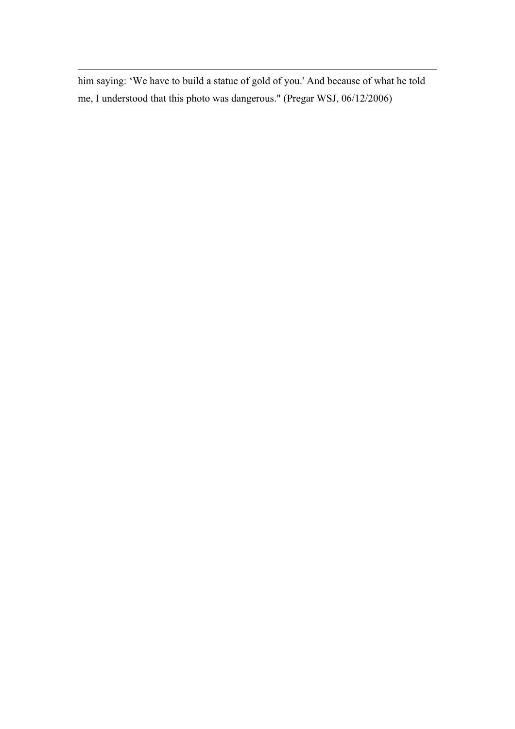him saying: ‘We have to build a statue of gold of you.' And because of what he told me, I understood that this photo was dangerous." (Pregar WSJ, 06/12/2006)